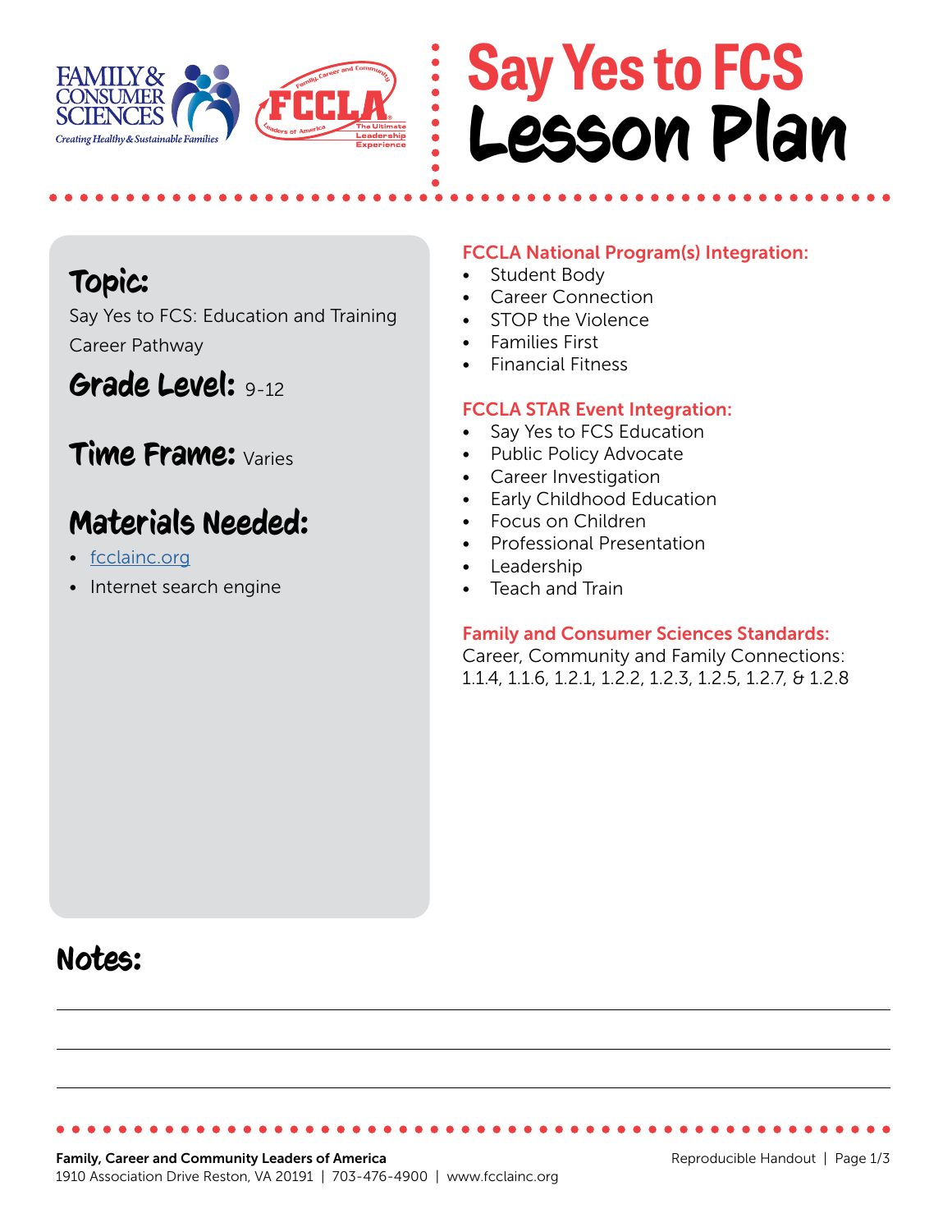# Say Yes to FCS Lesson Plan

## Topic:

Say Yes to FCS: Education and Training Career Pathway

## Grade Level: 9-12

## Time Frame: Varies

## Materials Needed:

- fcclainc.org
- Internet search engine

**FCCLA National Program(s) Integration:**

- Student Body
- Career Connection
- STOP the Violence
- Families First
- Financial Fitness

**FCCLA STAR Event Integration:**

- Say Yes to FCS Education
- Public Policy Advocate
- Career Investigation
- Early Childhood Education
- Focus on Children
- Professional Presentation
- Leadership
- Teach and Train

**Family and Consumer Sciences Standards:**

Career, Community and Family Connections: 1.1.4, 1.1.6, 1.2.1, 1.2.2, 1.2.3, 1.2.5, 1.2.7, & 1.2.8

## Notes:

**Family, Career and Community Leaders of America**
1910 Association Drive Reston, VA 20191 | 703-476-4900 | www.fcclainc.org

Reproducible Handout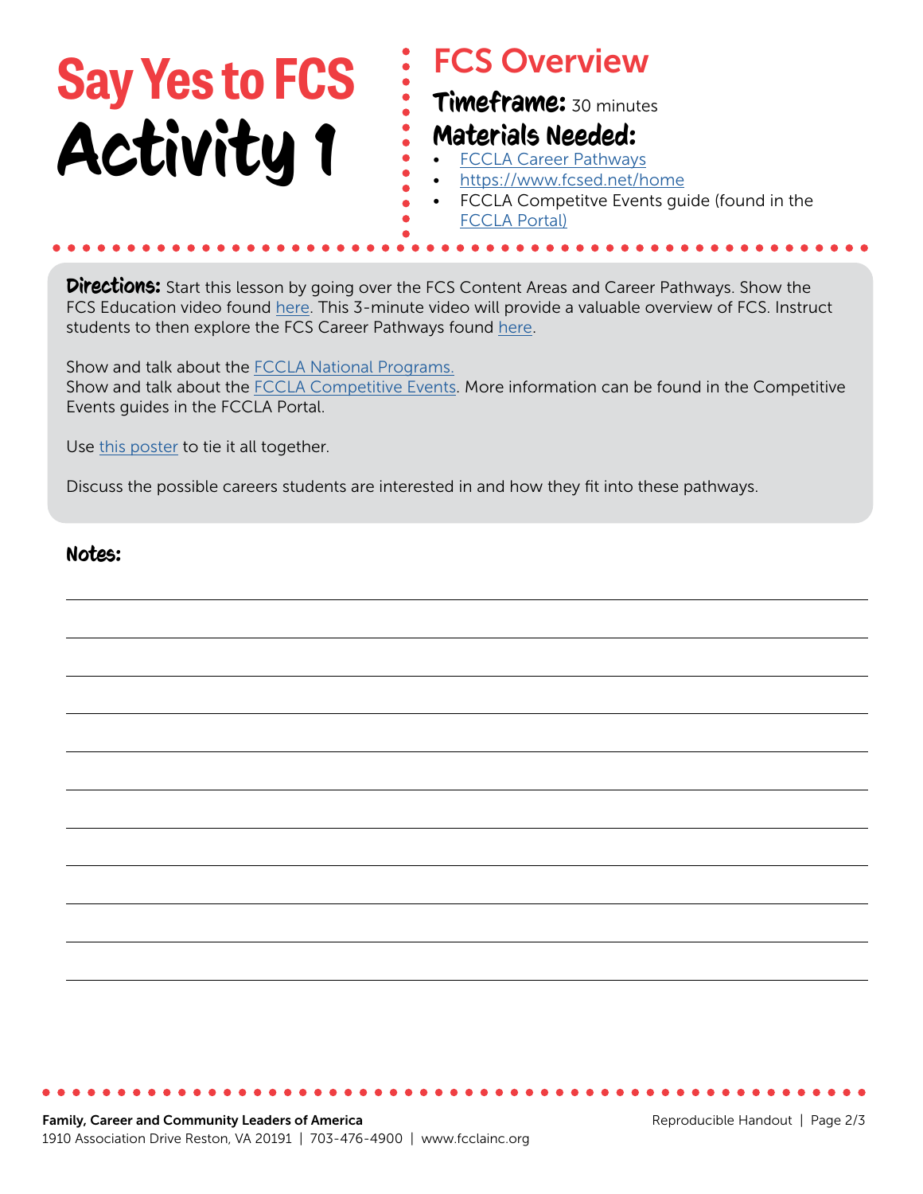# Say Yes to FCS Activity 1

## FCS Overview

**Timeframe:** 30 minutes

**Materials Needed:**

- FCCLA Career Pathways
- https://www.fcsed.net/home
- FCCLA Competitve Events guide (found in the FCCLA Portal)

**Directions:** Start this lesson by going over the FCS Content Areas and Career Pathways. Show the FCS Education video found here. This 3-minute video will provide a valuable overview of FCS. Instruct students to then explore the FCS Career Pathways found here.

Show and talk about the FCCLA National Programs.
Show and talk about the FCCLA Competitive Events. More information can be found in the Competitive Events guides in the FCCLA Portal.

Use this poster to tie it all together.

Discuss the possible careers students are interested in and how they fit into these pathways.

**Notes:**

**Family, Career and Community Leaders of America**
1910 Association Drive Reston, VA 20191 | 703-476-4900 | www.fcclainc.org

Reproducible Handout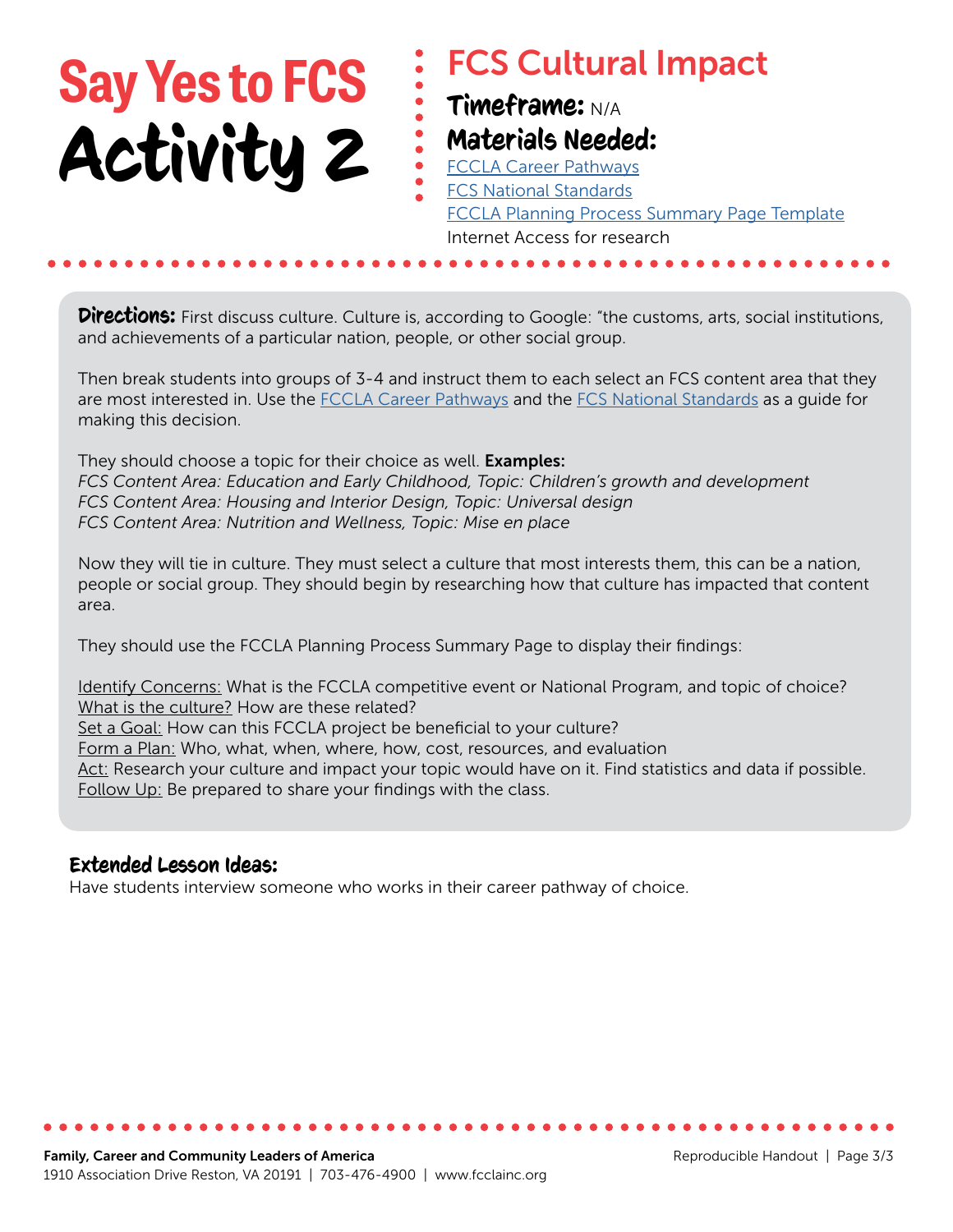# Say Yes to FCS Activity 2

## FCS Cultural Impact

**Timeframe:** N/A

**Materials Needed:**

FCCLA Career Pathways
FCS National Standards
FCCLA Planning Process Summary Page Template
Internet Access for research

**Directions:** First discuss culture. Culture is, according to Google: "the customs, arts, social institutions, and achievements of a particular nation, people, or other social group.

Then break students into groups of 3-4 and instruct them to each select an FCS content area that they are most interested in. Use the FCCLA Career Pathways and the FCS National Standards as a guide for making this decision.

They should choose a topic for their choice as well. **Examples:**
*FCS Content Area: Education and Early Childhood, Topic: Children's growth and development*
*FCS Content Area: Housing and Interior Design, Topic: Universal design*
*FCS Content Area: Nutrition and Wellness, Topic: Mise en place*

Now they will tie in culture. They must select a culture that most interests them, this can be a nation, people or social group. They should begin by researching how that culture has impacted that content area.

They should use the FCCLA Planning Process Summary Page to display their findings:

Identify Concerns: What is the FCCLA competitive event or National Program, and topic of choice?
What is the culture? How are these related?
Set a Goal: How can this FCCLA project be beneficial to your culture?
Form a Plan: Who, what, when, where, how, cost, resources, and evaluation
Act: Research your culture and impact your topic would have on it. Find statistics and data if possible.
Follow Up: Be prepared to share your findings with the class.

### Extended Lesson Ideas:

Have students interview someone who works in their career pathway of choice.

**Family, Career and Community Leaders of America**
1910 Association Drive Reston, VA 20191 | 703-476-4900 | www.fcclainc.org

Reproducible Handout